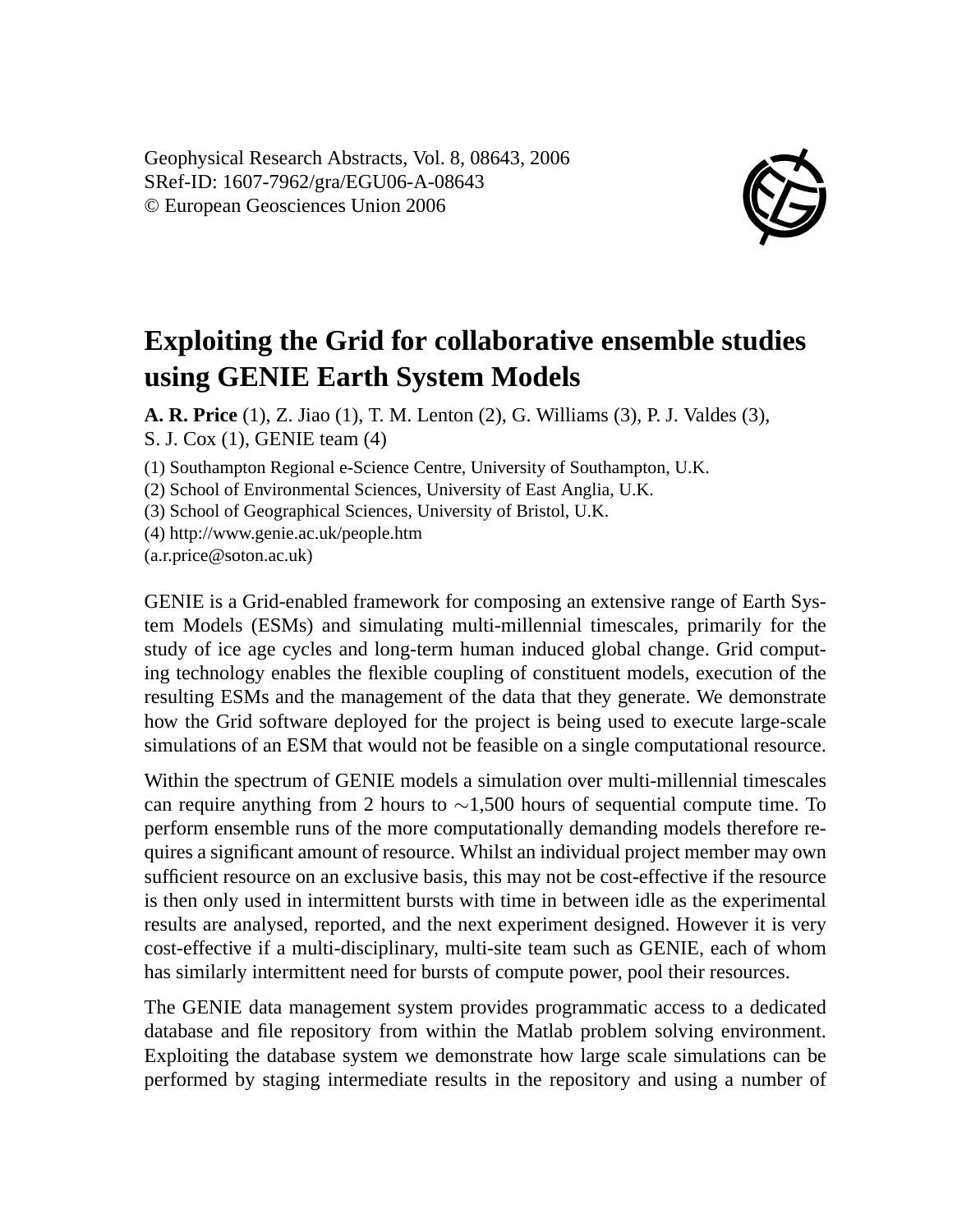Geophysical Research Abstracts, Vol. 8, 08643, 2006
SRef-ID: 1607-7962/gra/EGU06-A-08643
© European Geosciences Union 2006

# Exploiting the Grid for collaborative ensemble studies using GENIE Earth System Models

**A. R. Price** (1), Z. Jiao (1), T. M. Lenton (2), G. Williams (3), P. J. Valdes (3), S. J. Cox (1), GENIE team (4)

(1) Southampton Regional e-Science Centre, University of Southampton, U.K.
(2) School of Environmental Sciences, University of East Anglia, U.K.
(3) School of Geographical Sciences, University of Bristol, U.K.
(4) http://www.genie.ac.uk/people.htm
(a.r.price@soton.ac.uk)

GENIE is a Grid-enabled framework for composing an extensive range of Earth System Models (ESMs) and simulating multi-millennial timescales, primarily for the study of ice age cycles and long-term human induced global change. Grid computing technology enables the flexible coupling of constituent models, execution of the resulting ESMs and the management of the data that they generate. We demonstrate how the Grid software deployed for the project is being used to execute large-scale simulations of an ESM that would not be feasible on a single computational resource.

Within the spectrum of GENIE models a simulation over multi-millennial timescales can require anything from 2 hours to $\sim$1,500 hours of sequential compute time. To perform ensemble runs of the more computationally demanding models therefore requires a significant amount of resource. Whilst an individual project member may own sufficient resource on an exclusive basis, this may not be cost-effective if the resource is then only used in intermittent bursts with time in between idle as the experimental results are analysed, reported, and the next experiment designed. However it is very cost-effective if a multi-disciplinary, multi-site team such as GENIE, each of whom has similarly intermittent need for bursts of compute power, pool their resources.

The GENIE data management system provides programmatic access to a dedicated database and file repository from within the Matlab problem solving environment. Exploiting the database system we demonstrate how large scale simulations can be performed by staging intermediate results in the repository and using a number of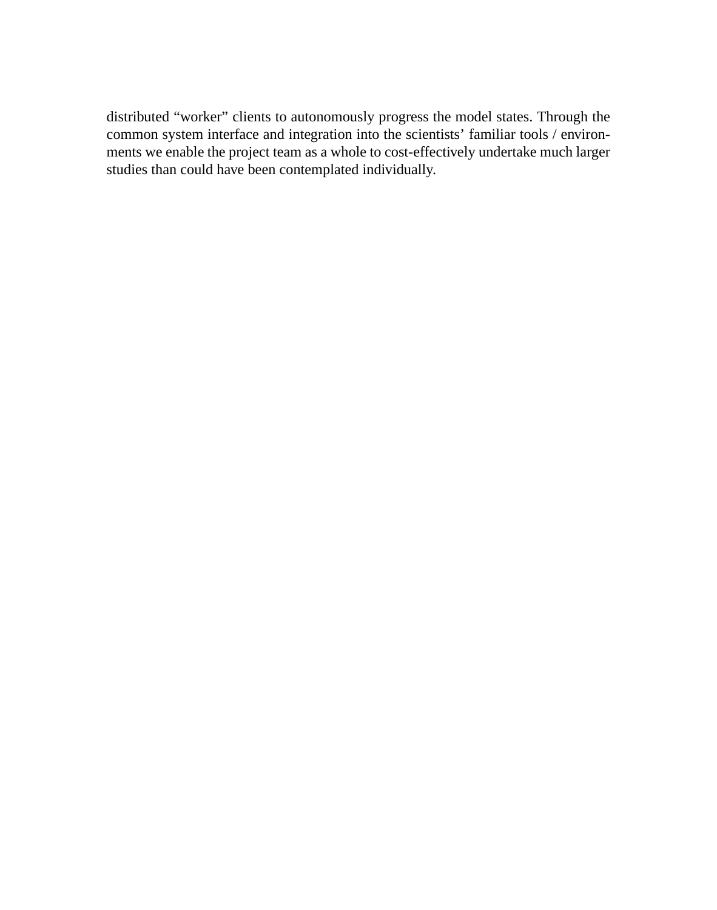distributed “worker” clients to autonomously progress the model states. Through the common system interface and integration into the scientists’ familiar tools / environments we enable the project team as a whole to cost-effectively undertake much larger studies than could have been contemplated individually.